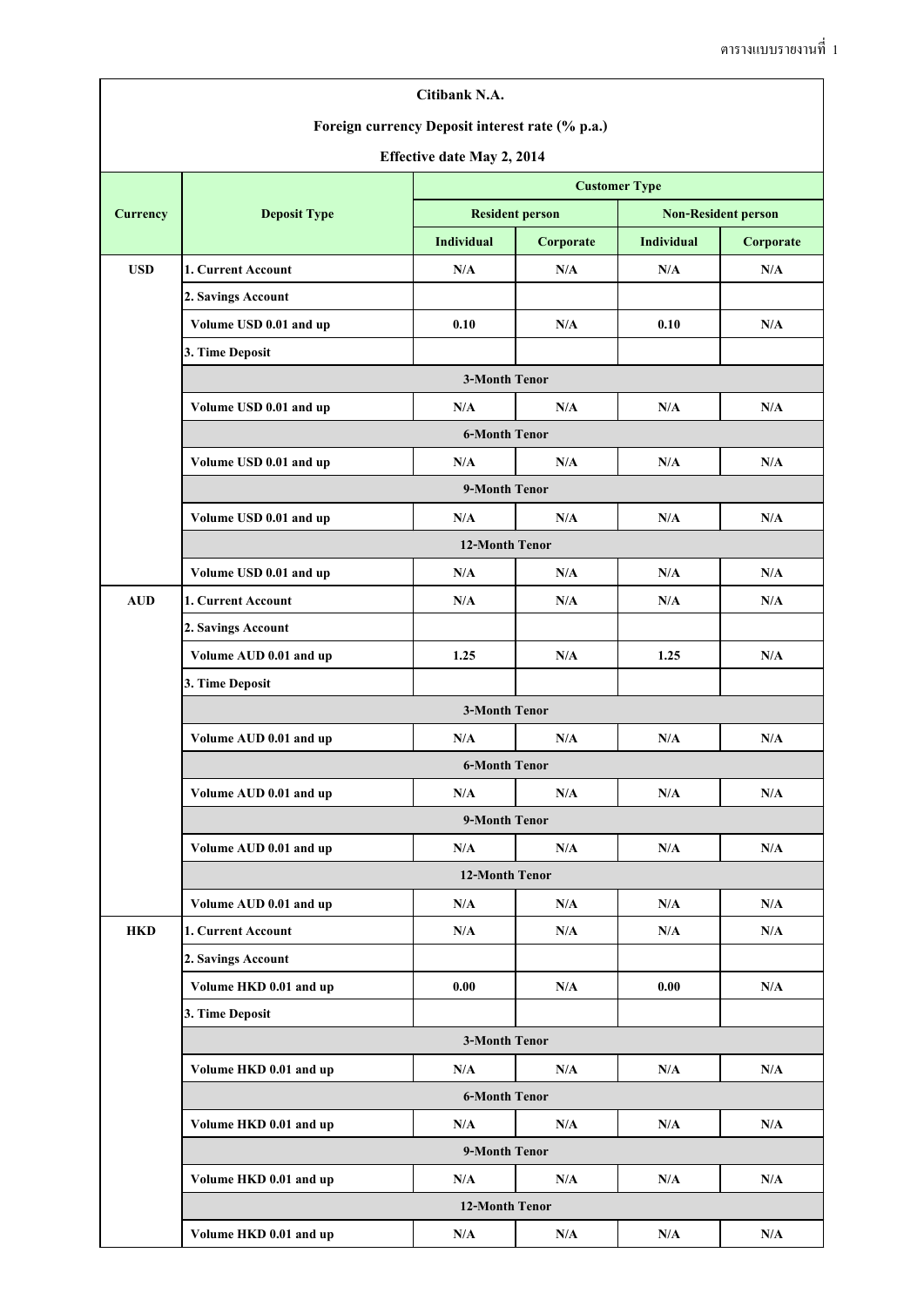ตารางแบบรายงานที่ 1

**Citibank N.A.**

**Foreign currency Deposit interest rate (% p.a.)**

**Effective date May 2, 2014**

| Currency | Deposit Type | Customer Type | | | |
|---|---|---|---|---|---|
| | | Resident person | | Non-Resident person | |
| | | Individual | Corporate | Individual | Corporate |
| USD | 1. Current Account | N/A | N/A | N/A | N/A |
| | 2. Savings Account | | | | |
| | Volume USD 0.01 and up | 0.10 | N/A | 0.10 | N/A |
| | 3. Time Deposit | | | | |
| | 3-Month Tenor | | | | |
| | Volume USD 0.01 and up | N/A | N/A | N/A | N/A |
| | 6-Month Tenor | | | | |
| | Volume USD 0.01 and up | N/A | N/A | N/A | N/A |
| | 9-Month Tenor | | | | |
| | Volume USD 0.01 and up | N/A | N/A | N/A | N/A |
| | 12-Month Tenor | | | | |
| | Volume USD 0.01 and up | N/A | N/A | N/A | N/A |
| AUD | 1. Current Account | N/A | N/A | N/A | N/A |
| | 2. Savings Account | | | | |
| | Volume AUD 0.01 and up | 1.25 | N/A | 1.25 | N/A |
| | 3. Time Deposit | | | | |
| | 3-Month Tenor | | | | |
| | Volume AUD 0.01 and up | N/A | N/A | N/A | N/A |
| | 6-Month Tenor | | | | |
| | Volume AUD 0.01 and up | N/A | N/A | N/A | N/A |
| | 9-Month Tenor | | | | |
| | Volume AUD 0.01 and up | N/A | N/A | N/A | N/A |
| | 12-Month Tenor | | | | |
| | Volume AUD 0.01 and up | N/A | N/A | N/A | N/A |
| HKD | 1. Current Account | N/A | N/A | N/A | N/A |
| | 2. Savings Account | | | | |
| | Volume HKD 0.01 and up | 0.00 | N/A | 0.00 | N/A |
| | 3. Time Deposit | | | | |
| | 3-Month Tenor | | | | |
| | Volume HKD 0.01 and up | N/A | N/A | N/A | N/A |
| | 6-Month Tenor | | | | |
| | Volume HKD 0.01 and up | N/A | N/A | N/A | N/A |
| | 9-Month Tenor | | | | |
| | Volume HKD 0.01 and up | N/A | N/A | N/A | N/A |
| | 12-Month Tenor | | | | |
| | Volume HKD 0.01 and up | N/A | N/A | N/A | N/A |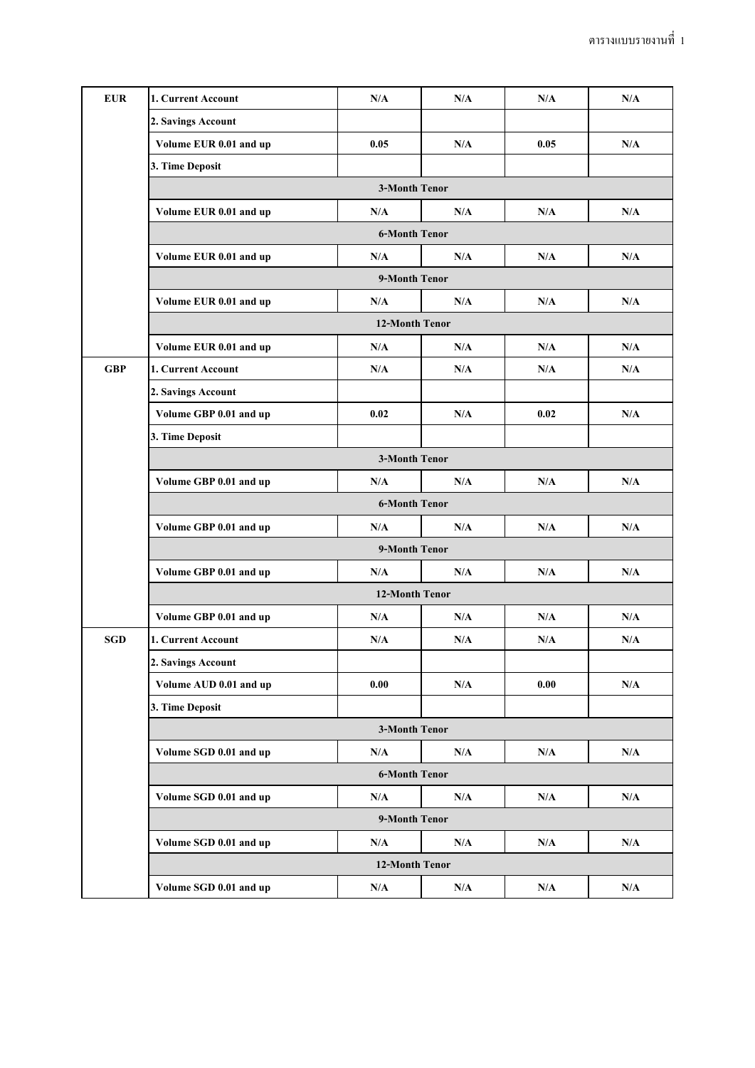ตารางแบบรายงานที่ 1

| | | | | | |
|---|---|---|---|---|---|
| **EUR** | **1. Current Account** | **N/A** | **N/A** | **N/A** | **N/A** |
| | **2. Savings Account** | | | | |
| | **Volume EUR 0.01 and up** | **0.05** | **N/A** | **0.05** | **N/A** |
| | **3. Time Deposit** | | | | |
| | **3-Month Tenor** | | | | |
| | **Volume EUR 0.01 and up** | **N/A** | **N/A** | **N/A** | **N/A** |
| | **6-Month Tenor** | | | | |
| | **Volume EUR 0.01 and up** | **N/A** | **N/A** | **N/A** | **N/A** |
| | **9-Month Tenor** | | | | |
| | **Volume EUR 0.01 and up** | **N/A** | **N/A** | **N/A** | **N/A** |
| | **12-Month Tenor** | | | | |
| | **Volume EUR 0.01 and up** | **N/A** | **N/A** | **N/A** | **N/A** |
| **GBP** | **1. Current Account** | **N/A** | **N/A** | **N/A** | **N/A** |
| | **2. Savings Account** | | | | |
| | **Volume GBP 0.01 and up** | **0.02** | **N/A** | **0.02** | **N/A** |
| | **3. Time Deposit** | | | | |
| | **3-Month Tenor** | | | | |
| | **Volume GBP 0.01 and up** | **N/A** | **N/A** | **N/A** | **N/A** |
| | **6-Month Tenor** | | | | |
| | **Volume GBP 0.01 and up** | **N/A** | **N/A** | **N/A** | **N/A** |
| | **9-Month Tenor** | | | | |
| | **Volume GBP 0.01 and up** | **N/A** | **N/A** | **N/A** | **N/A** |
| | **12-Month Tenor** | | | | |
| | **Volume GBP 0.01 and up** | **N/A** | **N/A** | **N/A** | **N/A** |
| **SGD** | **1. Current Account** | **N/A** | **N/A** | **N/A** | **N/A** |
| | **2. Savings Account** | | | | |
| | **Volume AUD 0.01 and up** | **0.00** | **N/A** | **0.00** | **N/A** |
| | **3. Time Deposit** | | | | |
| | **3-Month Tenor** | | | | |
| | **Volume SGD 0.01 and up** | **N/A** | **N/A** | **N/A** | **N/A** |
| | **6-Month Tenor** | | | | |
| | **Volume SGD 0.01 and up** | **N/A** | **N/A** | **N/A** | **N/A** |
| | **9-Month Tenor** | | | | |
| | **Volume SGD 0.01 and up** | **N/A** | **N/A** | **N/A** | **N/A** |
| | **12-Month Tenor** | | | | |
| | **Volume SGD 0.01 and up** | **N/A** | **N/A** | **N/A** | **N/A** |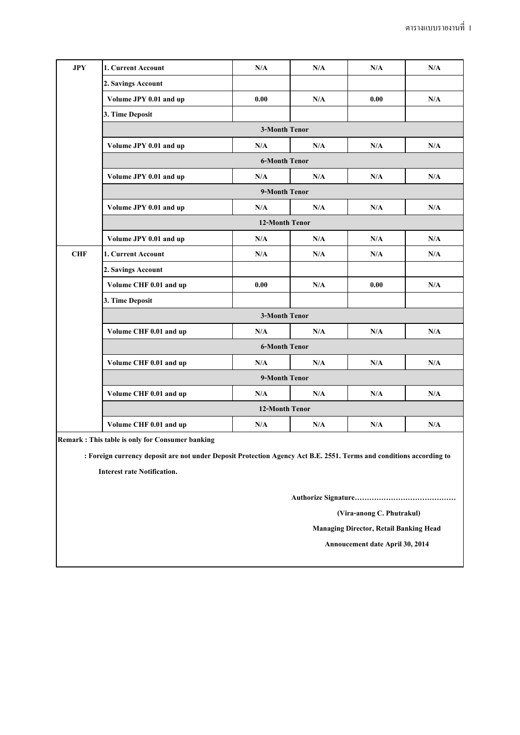| | | | | | |
|---|---|---|---|---|---|
| **JPY** | **1. Current Account** | **N/A** | **N/A** | **N/A** | **N/A** |
| | **2. Savings Account** | | | | |
| | **Volume JPY 0.01 and up** | **0.00** | **N/A** | **0.00** | **N/A** |
| | **3. Time Deposit** | | | | |
| | **3-Month Tenor** | | | | |
| | **Volume JPY 0.01 and up** | **N/A** | **N/A** | **N/A** | **N/A** |
| | **6-Month Tenor** | | | | |
| | **Volume JPY 0.01 and up** | **N/A** | **N/A** | **N/A** | **N/A** |
| | **9-Month Tenor** | | | | |
| | **Volume JPY 0.01 and up** | **N/A** | **N/A** | **N/A** | **N/A** |
| | **12-Month Tenor** | | | | |
| | **Volume JPY 0.01 and up** | **N/A** | **N/A** | **N/A** | **N/A** |
| **CHF** | **1. Current Account** | **N/A** | **N/A** | **N/A** | **N/A** |
| | **2. Savings Account** | | | | |
| | **Volume CHF 0.01 and up** | **0.00** | **N/A** | **0.00** | **N/A** |
| | **3. Time Deposit** | | | | |
| | **3-Month Tenor** | | | | |
| | **Volume CHF 0.01 and up** | **N/A** | **N/A** | **N/A** | **N/A** |
| | **6-Month Tenor** | | | | |
| | **Volume CHF 0.01 and up** | **N/A** | **N/A** | **N/A** | **N/A** |
| | **9-Month Tenor** | | | | |
| | **Volume CHF 0.01 and up** | **N/A** | **N/A** | **N/A** | **N/A** |
| | **12-Month Tenor** | | | | |
| | **Volume CHF 0.01 and up** | **N/A** | **N/A** | **N/A** | **N/A** |

**Remark : This table is only for Consumer banking**

**: Foreign currency deposit are not under Deposit Protection Agency Act B.E. 2551. Terms and conditions according to Interest rate Notification.**

**Authorize Signature……………………………………**

**(Vira-anong C. Phutrakul)**

**Managing Director, Retail Banking Head**

**Annoucement date April 30, 2014**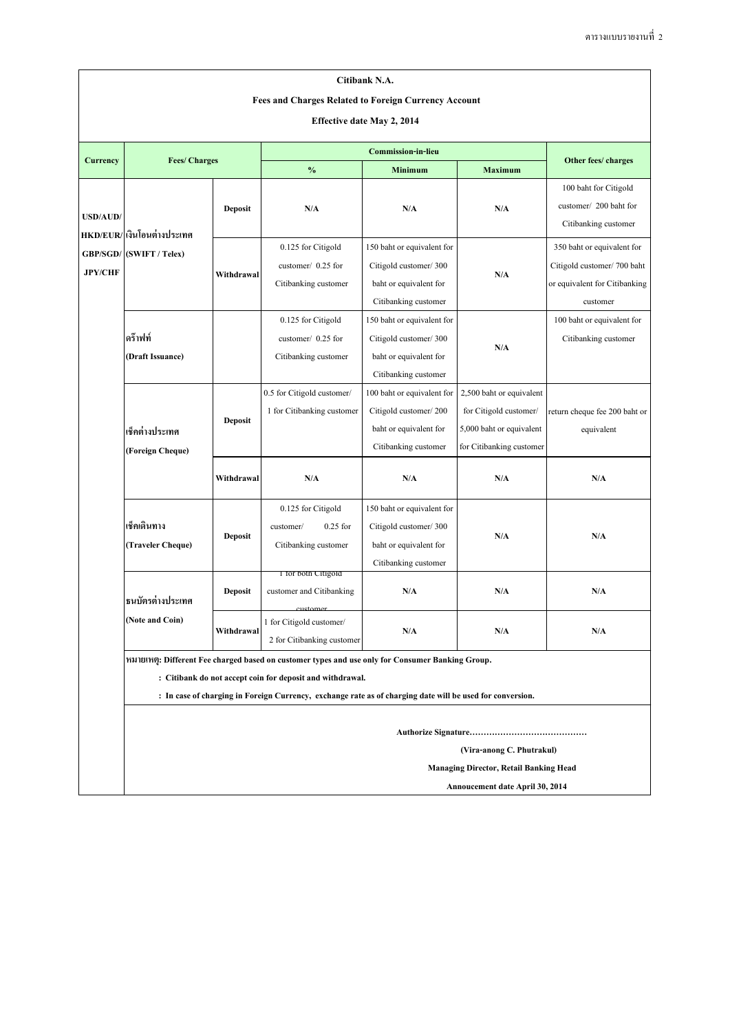ตารางแบบรายงานที่ 2

**Citibank N.A.**

**Fees and Charges Related to Foreign Currency Account**

**Effective date May 2, 2014**

| Currency | Fees/ Charges | | Commission-in-lieu | | | Other fees/ charges |
|---|---|---|---|---|---|---|
| | | | % | Minimum | Maximum | |
| USD/AUD/ HKD/EUR/ GBP/SGD/ JPY/CHF | เงินโอนต่างประเทศ (SWIFT / Telex) | Deposit | N/A | N/A | N/A | 100 baht for Citigold customer/ 200 baht for Citibanking customer |
| | | Withdrawal | 0.125 for Citigold customer/ 0.25 for Citibanking customer | 150 baht or equivalent for Citigold customer/ 300 baht or equivalent for Citibanking customer | N/A | 350 baht or equivalent for Citigold customer/ 700 baht or equivalent for Citibanking customer |
| | ดร๊าฟท์ (Draft Issuance) | | 0.125 for Citigold customer/ 0.25 for Citibanking customer | 150 baht or equivalent for Citigold customer/ 300 baht or equivalent for Citibanking customer | N/A | 100 baht or equivalent for Citibanking customer |
| | เช็คต่างประเทศ (Foreign Cheque) | Deposit | 0.5 for Citigold customer/ 1 for Citibanking customer | 100 baht or equivalent for Citigold customer/ 200 baht or equivalent for Citibanking customer | 2,500 baht or equivalent for Citigold customer/ 5,000 baht or equivalent for Citibanking customer | return cheque fee 200 baht or equivalent |
| | | Withdrawal | N/A | N/A | N/A | N/A |
| | เช็คเดินทาง (Traveler Cheque) | Deposit | 0.125 for Citigold customer/ 0.25 for Citibanking customer | 150 baht or equivalent for Citigold customer/ 300 baht or equivalent for Citibanking customer | N/A | N/A |
| | ธนบัตรต่างประเทศ (Note and Coin) | Deposit | 1 for both Citigold customer and Citibanking customer | N/A | N/A | N/A |
| | | Withdrawal | 1 for Citigold customer/ 2 for Citibanking customer | N/A | N/A | N/A |

**หมายเหตุ: Different Fee charged based on customer types and use only for Consumer Banking Group.**

**: Citibank do not accept coin for deposit and withdrawal.**

**: In case of charging in Foreign Currency, exchange rate as of charging date will be used for conversion.**

**Authorize Signature……………………………………**

**(Vira-anong C. Phutrakul)**

**Managing Director, Retail Banking Head**

**Annoucement date April 30, 2014**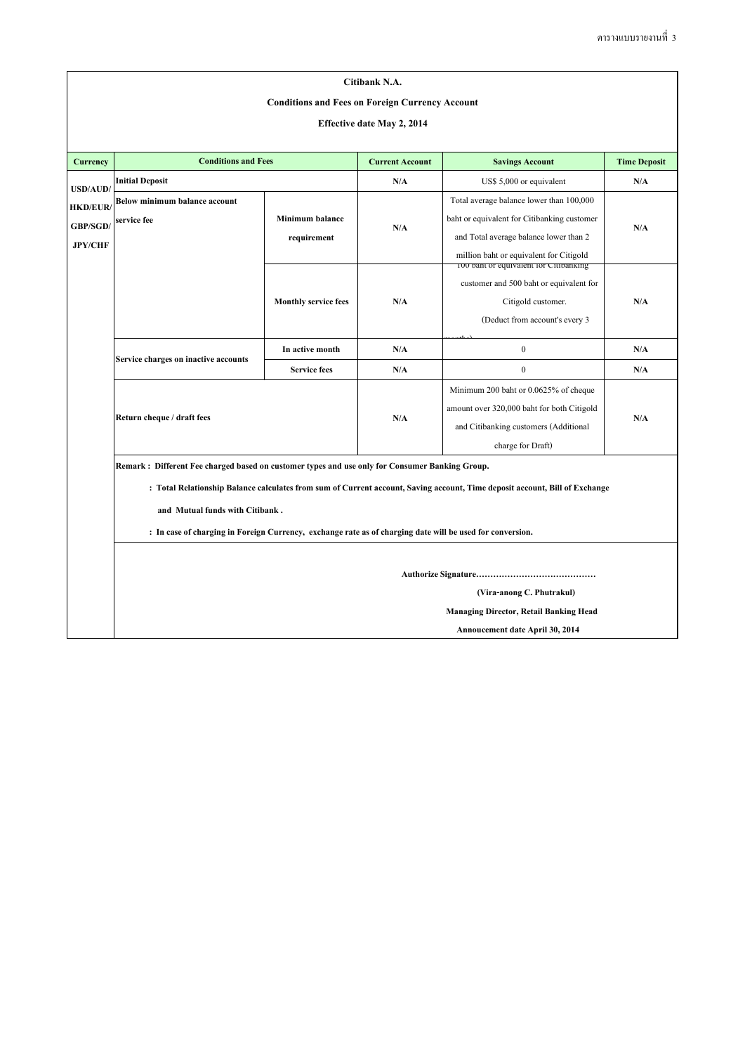**Citibank N.A.**

**Conditions and Fees on Foreign Currency Account**

**Effective date May 2, 2014**

| Currency | Conditions and Fees | | Current Account | Savings Account | Time Deposit |
|---|---|---|---|---|---|
| USD/AUD/ HKD/EUR/ GBP/SGD/ JPY/CHF | Initial Deposit | | N/A | US$ 5,000 or equivalent | N/A |
| | Below minimum balance account service fee | Minimum balance requirement | N/A | Total average balance lower than 100,000 baht or equivalent for Citibanking customer and Total average balance lower than 2 million baht or equivalent for Citigold | N/A |
| | | Monthly service fees | N/A | 100 baht or equivalent for Citibanking customer and 500 baht or equivalent for Citigold customer. (Deduct from account's every 3 months) | N/A |
| | Service charges on inactive accounts | In active month | N/A | 0 | N/A |
| | | Service fees | N/A | 0 | N/A |
| | Return cheque / draft fees | | N/A | Minimum 200 baht or 0.0625% of cheque amount over 320,000 baht for both Citigold and Citibanking customers (Additional charge for Draft) | N/A |

**Remark : Different Fee charged based on customer types and use only for Consumer Banking Group.**

**: Total Relationship Balance calculates from sum of Current account, Saving account, Time deposit account, Bill of Exchange and Mutual funds with Citibank .**

**: In case of charging in Foreign Currency, exchange rate as of charging date will be used for conversion.**

**Authorize Signature……………………………………**

**(Vira-anong C. Phutrakul)**

**Managing Director, Retail Banking Head**

**Annoucement date April 30, 2014**